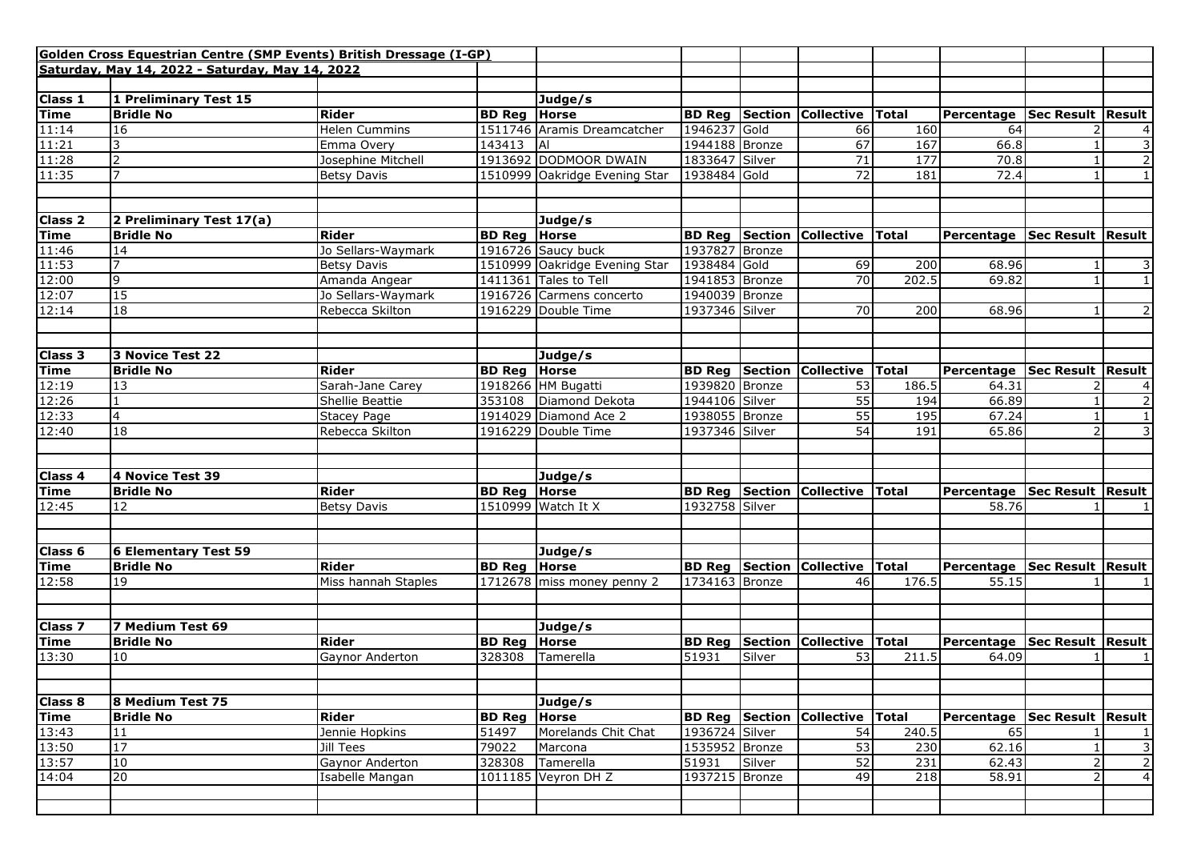**Golden Cross Equestrian Centre (SMP Events) British Dressage (I-GP)**

**Saturday, May 14, 2022 - Saturday, May 14, 2022**

| **Class 1** | **1 Preliminary Test 15** | | | **Judge/s** | | | | | | | |
|---|---|---|---|---|---|---|---|---|---|---|---|
| **Time** | **Bridle No** | **Rider** | **BD Reg** | **Horse** | **BD Reg** | **Section** | **Collective** | **Total** | **Percentage** | **Sec Result** | **Result** |
| 11:14 | 16 | Helen Cummins | 1511746 | Aramis Dreamcatcher | 1946237 | Gold | 66 | 160 | 64 | 2 | 4 |
| 11:21 | 3 | Emma Overy | 143413 | Al | 1944188 | Bronze | 67 | 167 | 66.8 | 1 | 3 |
| 11:28 | 2 | Josephine Mitchell | 1913692 | DODMOOR DWAIN | 1833647 | Silver | 71 | 177 | 70.8 | 1 | 2 |
| 11:35 | 7 | Betsy Davis | 1510999 | Oakridge Evening Star | 1938484 | Gold | 72 | 181 | 72.4 | 1 | 1 |

| **Class 2** | **2 Preliminary Test 17(a)** | | | **Judge/s** | | | | | | | |
|---|---|---|---|---|---|---|---|---|---|---|---|
| **Time** | **Bridle No** | **Rider** | **BD Reg** | **Horse** | **BD Reg** | **Section** | **Collective** | **Total** | **Percentage** | **Sec Result** | **Result** |
| 11:46 | 14 | Jo Sellars-Waymark | 1916726 | Saucy buck | 1937827 | Bronze | | | | | |
| 11:53 | 7 | Betsy Davis | 1510999 | Oakridge Evening Star | 1938484 | Gold | 69 | 200 | 68.96 | 1 | 3 |
| 12:00 | 9 | Amanda Angear | 1411361 | Tales to Tell | 1941853 | Bronze | 70 | 202.5 | 69.82 | 1 | 1 |
| 12:07 | 15 | Jo Sellars-Waymark | 1916726 | Carmens concerto | 1940039 | Bronze | | | | | |
| 12:14 | 18 | Rebecca Skilton | 1916229 | Double Time | 1937346 | Silver | 70 | 200 | 68.96 | 1 | 2 |

| **Class 3** | **3 Novice Test 22** | | | **Judge/s** | | | | | | | |
|---|---|---|---|---|---|---|---|---|---|---|---|
| **Time** | **Bridle No** | **Rider** | **BD Reg** | **Horse** | **BD Reg** | **Section** | **Collective** | **Total** | **Percentage** | **Sec Result** | **Result** |
| 12:19 | 13 | Sarah-Jane Carey | 1918266 | HM Bugatti | 1939820 | Bronze | 53 | 186.5 | 64.31 | 2 | 4 |
| 12:26 | 1 | Shellie Beattie | 353108 | Diamond Dekota | 1944106 | Silver | 55 | 194 | 66.89 | 1 | 2 |
| 12:33 | 4 | Stacey Page | 1914029 | Diamond Ace 2 | 1938055 | Bronze | 55 | 195 | 67.24 | 1 | 1 |
| 12:40 | 18 | Rebecca Skilton | 1916229 | Double Time | 1937346 | Silver | 54 | 191 | 65.86 | 2 | 3 |

| **Class 4** | **4 Novice Test 39** | | | **Judge/s** | | | | | | | |
|---|---|---|---|---|---|---|---|---|---|---|---|
| **Time** | **Bridle No** | **Rider** | **BD Reg** | **Horse** | **BD Reg** | **Section** | **Collective** | **Total** | **Percentage** | **Sec Result** | **Result** |
| 12:45 | 12 | Betsy Davis | 1510999 | Watch It X | 1932758 | Silver | | | 58.76 | 1 | 1 |

| **Class 6** | **6 Elementary Test 59** | | | **Judge/s** | | | | | | | |
|---|---|---|---|---|---|---|---|---|---|---|---|
| **Time** | **Bridle No** | **Rider** | **BD Reg** | **Horse** | **BD Reg** | **Section** | **Collective** | **Total** | **Percentage** | **Sec Result** | **Result** |
| 12:58 | 19 | Miss hannah Staples | 1712678 | miss money penny 2 | 1734163 | Bronze | 46 | 176.5 | 55.15 | 1 | 1 |

| **Class 7** | **7 Medium Test 69** | | | **Judge/s** | | | | | | | |
|---|---|---|---|---|---|---|---|---|---|---|---|
| **Time** | **Bridle No** | **Rider** | **BD Reg** | **Horse** | **BD Reg** | **Section** | **Collective** | **Total** | **Percentage** | **Sec Result** | **Result** |
| 13:30 | 10 | Gaynor Anderton | 328308 | Tamerella | 51931 | Silver | 53 | 211.5 | 64.09 | 1 | 1 |

| **Class 8** | **8 Medium Test 75** | | | **Judge/s** | | | | | | | |
|---|---|---|---|---|---|---|---|---|---|---|---|
| **Time** | **Bridle No** | **Rider** | **BD Reg** | **Horse** | **BD Reg** | **Section** | **Collective** | **Total** | **Percentage** | **Sec Result** | **Result** |
| 13:43 | 11 | Jennie Hopkins | 51497 | Morelands Chit Chat | 1936724 | Silver | 54 | 240.5 | 65 | 1 | 1 |
| 13:50 | 17 | Jill Tees | 79022 | Marcona | 1535952 | Bronze | 53 | 230 | 62.16 | 1 | 3 |
| 13:57 | 10 | Gaynor Anderton | 328308 | Tamerella | 51931 | Silver | 52 | 231 | 62.43 | 2 | 2 |
| 14:04 | 20 | Isabelle Mangan | 1011185 | Veyron DH Z | 1937215 | Bronze | 49 | 218 | 58.91 | 2 | 4 |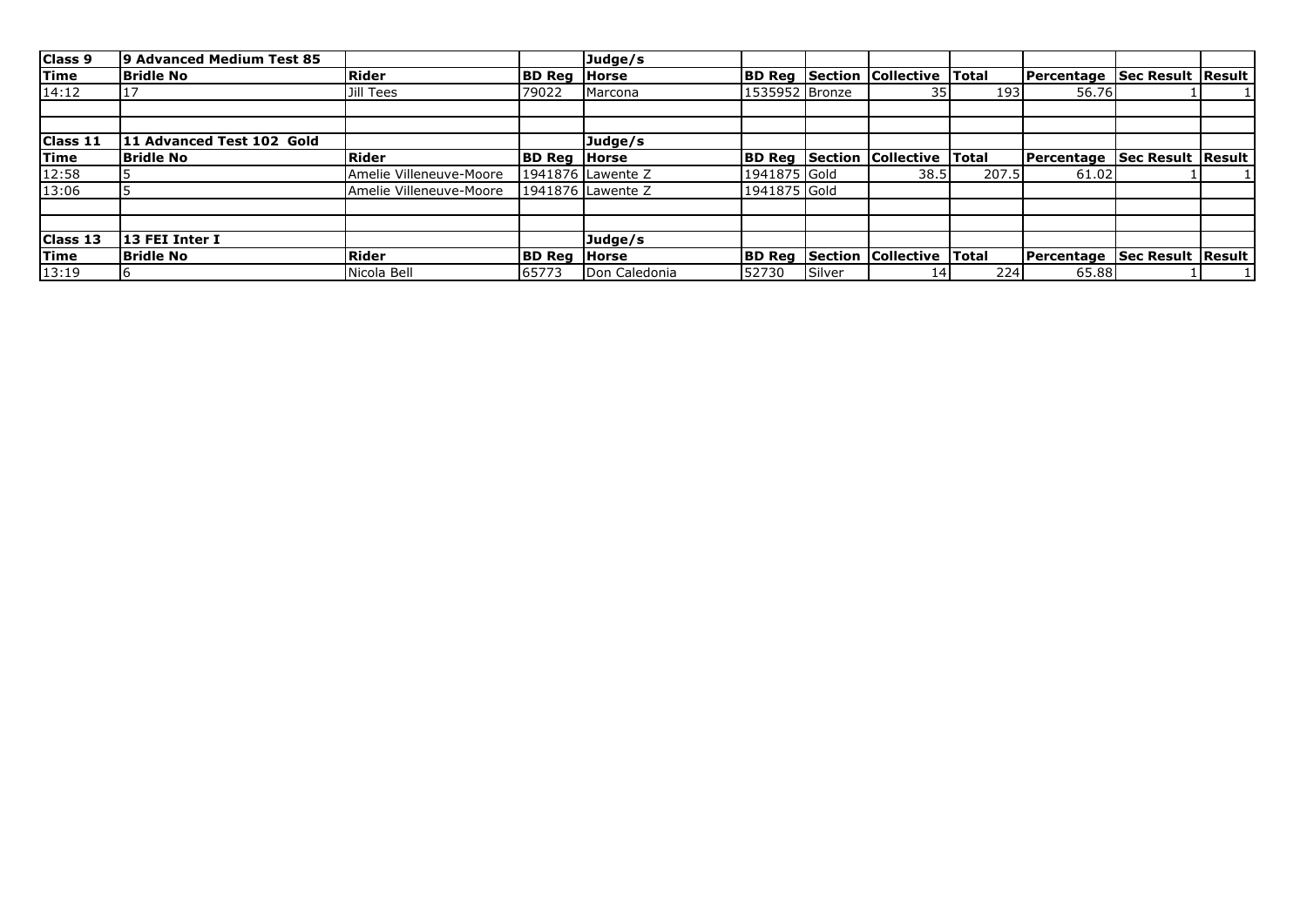| Class 9 | 9 Advanced Medium Test 85 | | | Judge/s | | | | | | | |
|---|---|---|---|---|---|---|---|---|---|---|---|
| **Time** | **Bridle No** | **Rider** | **BD Reg** | **Horse** | **BD Reg** | **Section** | **Collective** | **Total** | **Percentage** | **Sec Result** | **Result** |
| 14:12 | 17 | Jill Tees | 79022 | Marcona | 1535952 | Bronze | 35 | 193 | 56.76 | 1 | 1 |
| | | | | | | | | | | | |
| | | | | | | | | | | | |
| **Class 11** | **11 Advanced Test 102 Gold** | | | **Judge/s** | | | | | | | |
| **Time** | **Bridle No** | **Rider** | **BD Reg** | **Horse** | **BD Reg** | **Section** | **Collective** | **Total** | **Percentage** | **Sec Result** | **Result** |
| 12:58 | 5 | Amelie Villeneuve-Moore | 1941876 | Lawente Z | 1941875 | Gold | 38.5 | 207.5 | 61.02 | 1 | 1 |
| 13:06 | 5 | Amelie Villeneuve-Moore | 1941876 | Lawente Z | 1941875 | Gold | | | | | |
| | | | | | | | | | | | |
| | | | | | | | | | | | |
| **Class 13** | **13 FEI Inter I** | | | **Judge/s** | | | | | | | |
| **Time** | **Bridle No** | **Rider** | **BD Reg** | **Horse** | **BD Reg** | **Section** | **Collective** | **Total** | **Percentage** | **Sec Result** | **Result** |
| 13:19 | 6 | Nicola Bell | 65773 | Don Caledonia | 52730 | Silver | 14 | 224 | 65.88 | 1 | 1 |